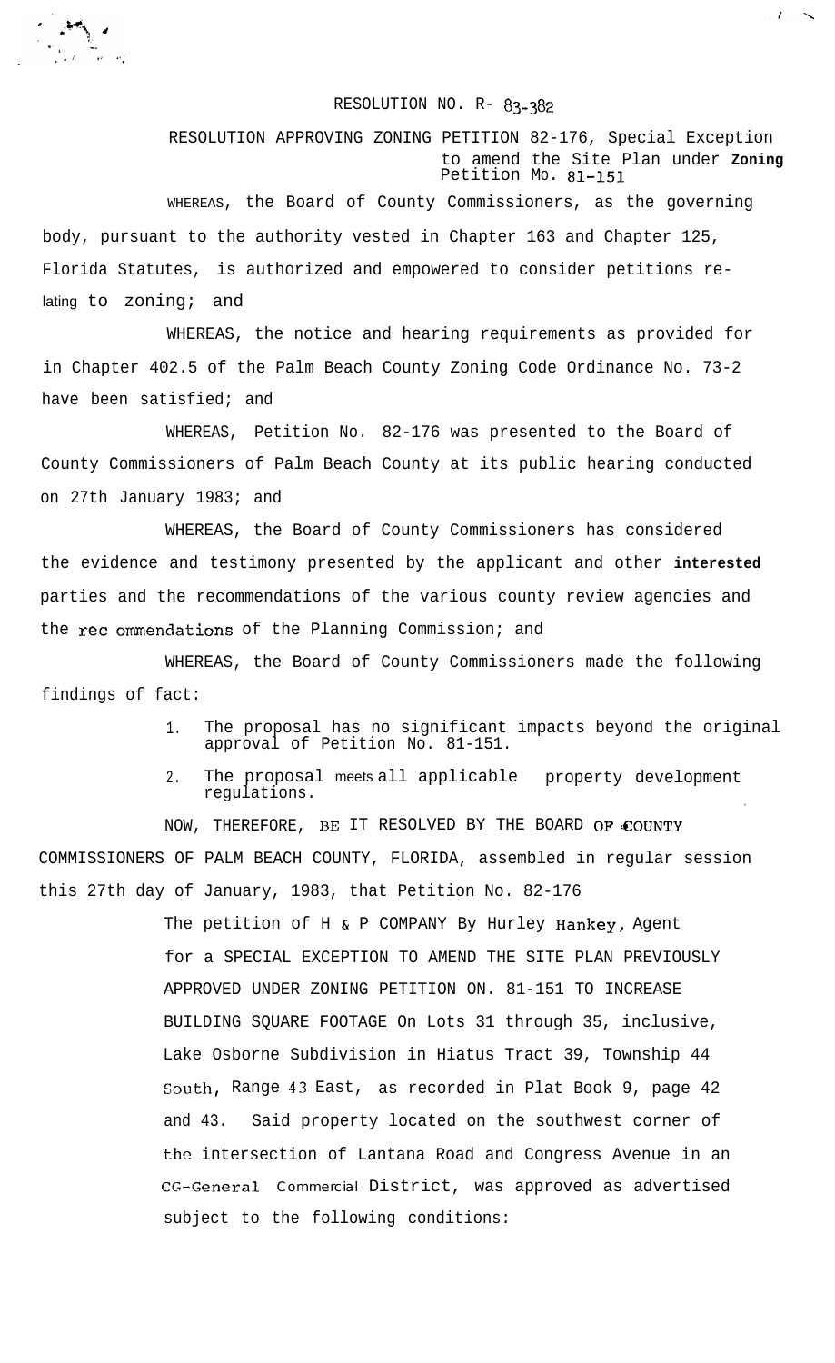RESOLUTION NO. R- 83-382

RESOLUTION APPROVING ZONING PETITION 82-176, Special Exception to amend the Site Plan under Zoning Petition Mo. 81-151

WHEREAS, the Board of County Commissioners, as the governing body, pursuant to the authority vested in Chapter 163 and Chapter 125, Florida Statutes, is authorized and empowered to consider petitions relating to zoning; and

WHEREAS, the notice and hearing requirements as provided for in Chapter 402.5 of the Palm Beach County Zoning Code Ordinance No. 73-2 have been satisfied; and

WHEREAS, Petition No. 82-176 was presented to the Board of County Commissioners of Palm Beach County at its public hearing conducted on 27th January 1983; and

WHEREAS, the Board of County Commissioners has considered the evidence and testimony presented by the applicant and other interested parties and the recommendations of the various county review agencies and the rec ommendations of the Planning Commission; and

WHEREAS, the Board of County Commissioners made the following findings of fact:

1. The proposal has no significant impacts beyond the original approval of Petition No. 81-151.
2. The proposal meets all applicable property development regulations.

NOW, THEREFORE, BE IT RESOLVED BY THE BOARD OF COUNTY COMMISSIONERS OF PALM BEACH COUNTY, FLORIDA, assembled in regular session this 27th day of January, 1983, that Petition No. 82-176

The petition of H & P COMPANY By Hurley Hankey, Agent for a SPECIAL EXCEPTION TO AMEND THE SITE PLAN PREVIOUSLY APPROVED UNDER ZONING PETITION ON. 81-151 TO INCREASE BUILDING SQUARE FOOTAGE On Lots 31 through 35, inclusive, Lake Osborne Subdivision in Hiatus Tract 39, Township 44 South, Range 43 East, as recorded in Plat Book 9, page 42 and 43. Said property located on the southwest corner of the intersection of Lantana Road and Congress Avenue in an CG-General Commercial District, was approved as advertised subject to the following conditions: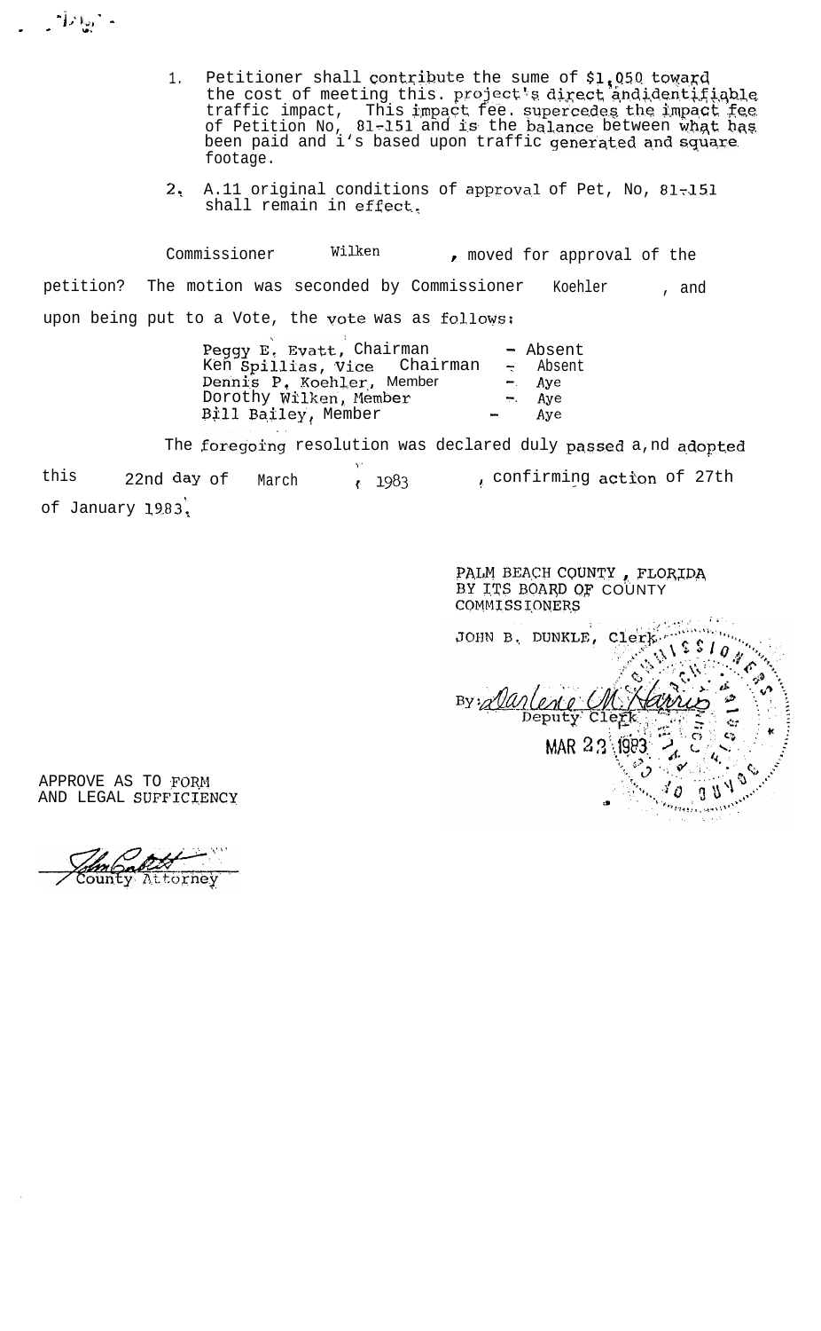1. Petitioner shall contribute the sume of $1,050 toward the cost of meeting this. project's direct andidentifiable traffic impact, This impact fee. supercedes the impact fee of Petition No, 81-151 and is the balance between what has been paid and i's based upon traffic generated and square footage.

2. A.11 original conditions of approval of Pet, No, 81-151 shall remain in effect.

Commissioner Wilken, moved for approval of the petition? The motion was seconded by Commissioner Koehler, and upon being put to a Vote, the vote was as follows:

| | |
|---|---|
| Peggy E. Evatt, Chairman | - Absent |
| Ken Spillias, Vice Chairman | - Absent |
| Dennis P. Koehler, Member | - Aye |
| Dorothy Wilken, Member | - Aye |
| Bill Bailey, Member | - Aye |

The foregoing resolution was declared duly passed a,nd adopted this 22nd day of March, 1983, confirming action of 27th of January 1983.

PALM BEACH COUNTY, FLORIDA
BY ITS BOARD OF COUNTY
COMMISSIONERS

JOHN B. DUNKLE, Clerk

By: Darlene M. Harris
Deputy Clerk

MAR 23 1983

APPROVE AS TO FORM
AND LEGAL SUFFICIENCY

County Attorney